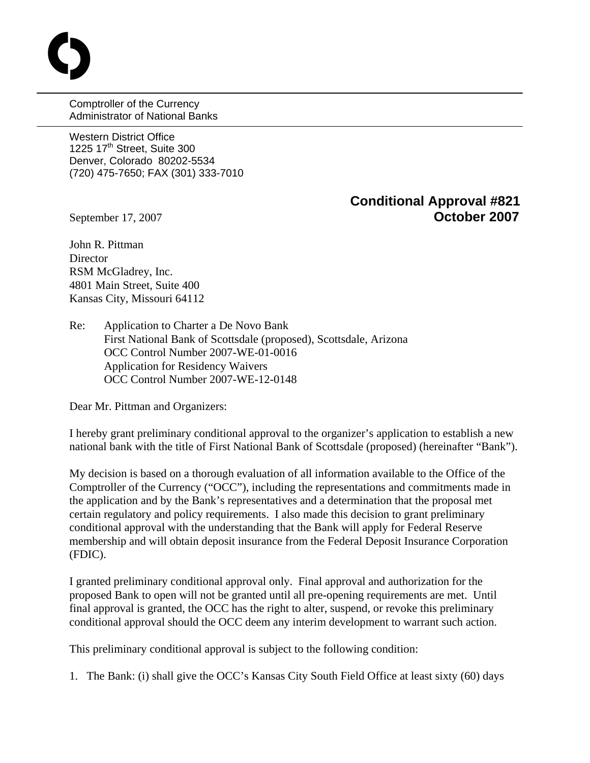Comptroller of the Currency
Administrator of National Banks

Western District Office
1225 17th Street, Suite 300
Denver, Colorado 80202-5534
(720) 475-7650; FAX (301) 333-7010

**Conditional Approval #821**
**October 2007**

September 17, 2007

John R. Pittman
Director
RSM McGladrey, Inc.
4801 Main Street, Suite 400
Kansas City, Missouri 64112

Re: Application to Charter a De Novo Bank
First National Bank of Scottsdale (proposed), Scottsdale, Arizona
OCC Control Number 2007-WE-01-0016
Application for Residency Waivers
OCC Control Number 2007-WE-12-0148

Dear Mr. Pittman and Organizers:

I hereby grant preliminary conditional approval to the organizer's application to establish a new national bank with the title of First National Bank of Scottsdale (proposed) (hereinafter "Bank").

My decision is based on a thorough evaluation of all information available to the Office of the Comptroller of the Currency ("OCC"), including the representations and commitments made in the application and by the Bank's representatives and a determination that the proposal met certain regulatory and policy requirements. I also made this decision to grant preliminary conditional approval with the understanding that the Bank will apply for Federal Reserve membership and will obtain deposit insurance from the Federal Deposit Insurance Corporation (FDIC).

I granted preliminary conditional approval only. Final approval and authorization for the proposed Bank to open will not be granted until all pre-opening requirements are met. Until final approval is granted, the OCC has the right to alter, suspend, or revoke this preliminary conditional approval should the OCC deem any interim development to warrant such action.

This preliminary conditional approval is subject to the following condition:

1. The Bank: (i) shall give the OCC's Kansas City South Field Office at least sixty (60) days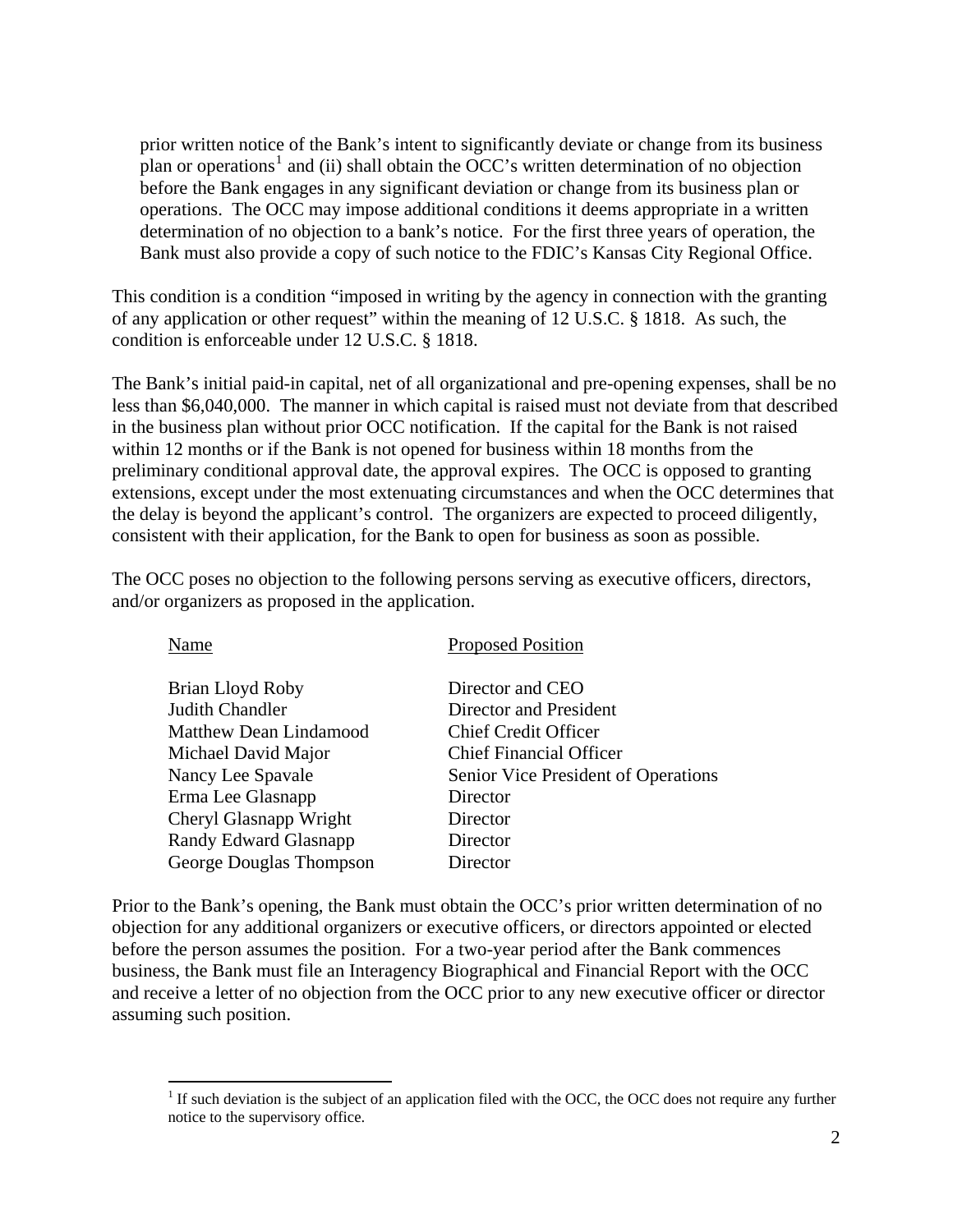prior written notice of the Bank's intent to significantly deviate or change from its business plan or operations[1] and (ii) shall obtain the OCC's written determination of no objection before the Bank engages in any significant deviation or change from its business plan or operations. The OCC may impose additional conditions it deems appropriate in a written determination of no objection to a bank's notice. For the first three years of operation, the Bank must also provide a copy of such notice to the FDIC's Kansas City Regional Office.

This condition is a condition "imposed in writing by the agency in connection with the granting of any application or other request" within the meaning of 12 U.S.C. § 1818. As such, the condition is enforceable under 12 U.S.C. § 1818.

The Bank's initial paid-in capital, net of all organizational and pre-opening expenses, shall be no less than $6,040,000. The manner in which capital is raised must not deviate from that described in the business plan without prior OCC notification. If the capital for the Bank is not raised within 12 months or if the Bank is not opened for business within 18 months from the preliminary conditional approval date, the approval expires. The OCC is opposed to granting extensions, except under the most extenuating circumstances and when the OCC determines that the delay is beyond the applicant's control. The organizers are expected to proceed diligently, consistent with their application, for the Bank to open for business as soon as possible.

The OCC poses no objection to the following persons serving as executive officers, directors, and/or organizers as proposed in the application.

| Name | Proposed Position |
|---|---|
| Brian Lloyd Roby | Director and CEO |
| Judith Chandler | Director and President |
| Matthew Dean Lindamood | Chief Credit Officer |
| Michael David Major | Chief Financial Officer |
| Nancy Lee Spavale | Senior Vice President of Operations |
| Erma Lee Glasnapp | Director |
| Cheryl Glasnapp Wright | Director |
| Randy Edward Glasnapp | Director |
| George Douglas Thompson | Director |

Prior to the Bank's opening, the Bank must obtain the OCC's prior written determination of no objection for any additional organizers or executive officers, or directors appointed or elected before the person assumes the position. For a two-year period after the Bank commences business, the Bank must file an Interagency Biographical and Financial Report with the OCC and receive a letter of no objection from the OCC prior to any new executive officer or director assuming such position.

[1] If such deviation is the subject of an application filed with the OCC, the OCC does not require any further notice to the supervisory office.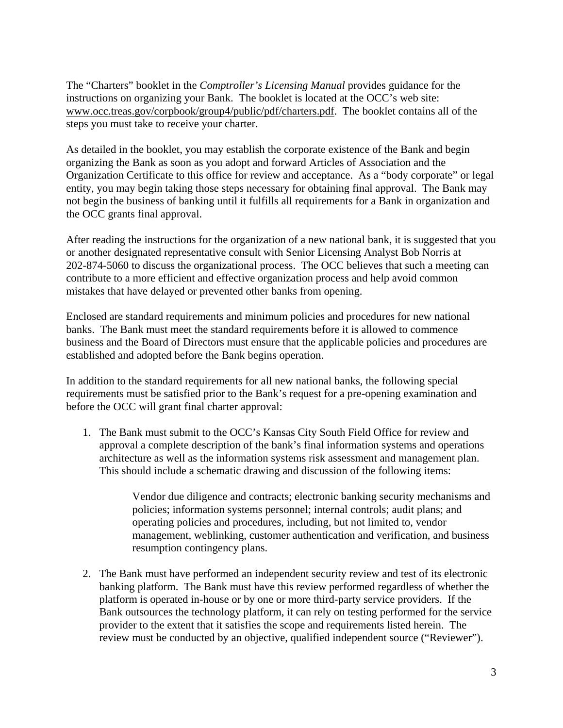The "Charters" booklet in the *Comptroller's Licensing Manual* provides guidance for the instructions on organizing your Bank. The booklet is located at the OCC's web site: www.occ.treas.gov/corpbook/group4/public/pdf/charters.pdf. The booklet contains all of the steps you must take to receive your charter.

As detailed in the booklet, you may establish the corporate existence of the Bank and begin organizing the Bank as soon as you adopt and forward Articles of Association and the Organization Certificate to this office for review and acceptance. As a "body corporate" or legal entity, you may begin taking those steps necessary for obtaining final approval. The Bank may not begin the business of banking until it fulfills all requirements for a Bank in organization and the OCC grants final approval.

After reading the instructions for the organization of a new national bank, it is suggested that you or another designated representative consult with Senior Licensing Analyst Bob Norris at 202-874-5060 to discuss the organizational process. The OCC believes that such a meeting can contribute to a more efficient and effective organization process and help avoid common mistakes that have delayed or prevented other banks from opening.

Enclosed are standard requirements and minimum policies and procedures for new national banks. The Bank must meet the standard requirements before it is allowed to commence business and the Board of Directors must ensure that the applicable policies and procedures are established and adopted before the Bank begins operation.

In addition to the standard requirements for all new national banks, the following special requirements must be satisfied prior to the Bank's request for a pre-opening examination and before the OCC will grant final charter approval:

1. The Bank must submit to the OCC's Kansas City South Field Office for review and approval a complete description of the bank's final information systems and operations architecture as well as the information systems risk assessment and management plan. This should include a schematic drawing and discussion of the following items:

    Vendor due diligence and contracts; electronic banking security mechanisms and policies; information systems personnel; internal controls; audit plans; and operating policies and procedures, including, but not limited to, vendor management, weblinking, customer authentication and verification, and business resumption contingency plans.

2. The Bank must have performed an independent security review and test of its electronic banking platform. The Bank must have this review performed regardless of whether the platform is operated in-house or by one or more third-party service providers. If the Bank outsources the technology platform, it can rely on testing performed for the service provider to the extent that it satisfies the scope and requirements listed herein. The review must be conducted by an objective, qualified independent source ("Reviewer").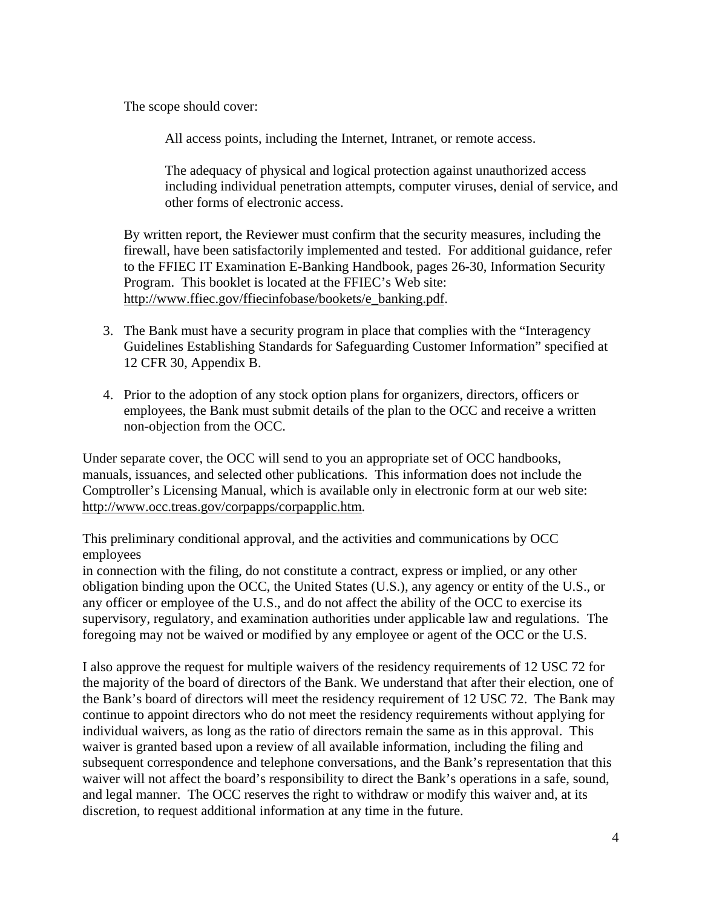The scope should cover:

All access points, including the Internet, Intranet, or remote access.

The adequacy of physical and logical protection against unauthorized access including individual penetration attempts, computer viruses, denial of service, and other forms of electronic access.

By written report, the Reviewer must confirm that the security measures, including the firewall, have been satisfactorily implemented and tested. For additional guidance, refer to the FFIEC IT Examination E-Banking Handbook, pages 26-30, Information Security Program. This booklet is located at the FFIEC's Web site: http://www.ffiec.gov/ffiecinfobase/bookets/e_banking.pdf.

3. The Bank must have a security program in place that complies with the "Interagency Guidelines Establishing Standards for Safeguarding Customer Information" specified at 12 CFR 30, Appendix B.

4. Prior to the adoption of any stock option plans for organizers, directors, officers or employees, the Bank must submit details of the plan to the OCC and receive a written non-objection from the OCC.

Under separate cover, the OCC will send to you an appropriate set of OCC handbooks, manuals, issuances, and selected other publications. This information does not include the Comptroller's Licensing Manual, which is available only in electronic form at our web site: http://www.occ.treas.gov/corpapps/corpapplic.htm.

This preliminary conditional approval, and the activities and communications by OCC employees
in connection with the filing, do not constitute a contract, express or implied, or any other obligation binding upon the OCC, the United States (U.S.), any agency or entity of the U.S., or any officer or employee of the U.S., and do not affect the ability of the OCC to exercise its supervisory, regulatory, and examination authorities under applicable law and regulations. The foregoing may not be waived or modified by any employee or agent of the OCC or the U.S.

I also approve the request for multiple waivers of the residency requirements of 12 USC 72 for the majority of the board of directors of the Bank. We understand that after their election, one of the Bank's board of directors will meet the residency requirement of 12 USC 72. The Bank may continue to appoint directors who do not meet the residency requirements without applying for individual waivers, as long as the ratio of directors remain the same as in this approval. This waiver is granted based upon a review of all available information, including the filing and subsequent correspondence and telephone conversations, and the Bank's representation that this waiver will not affect the board's responsibility to direct the Bank's operations in a safe, sound, and legal manner. The OCC reserves the right to withdraw or modify this waiver and, at its discretion, to request additional information at any time in the future.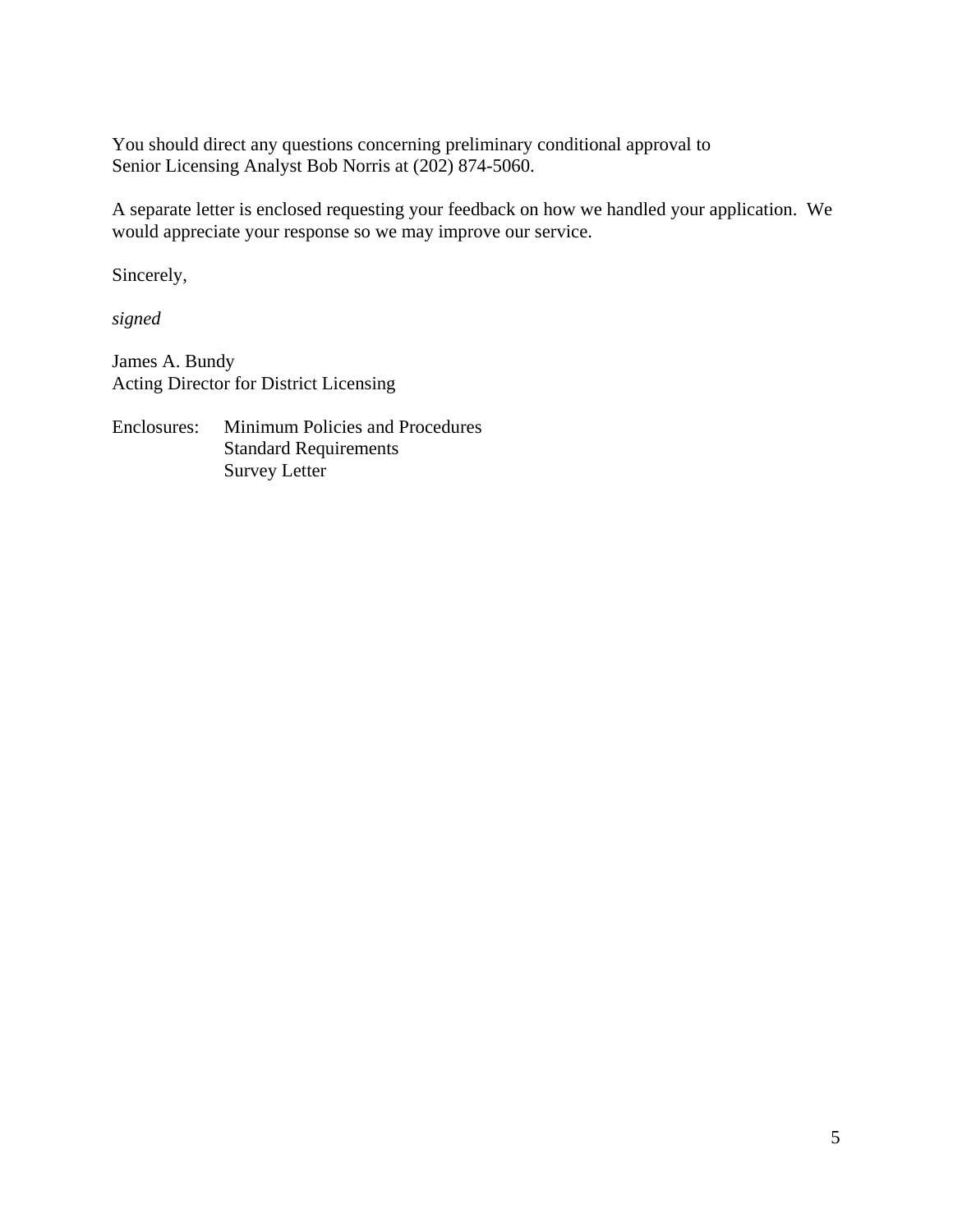You should direct any questions concerning preliminary conditional approval to Senior Licensing Analyst Bob Norris at (202) 874-5060.

A separate letter is enclosed requesting your feedback on how we handled your application. We would appreciate your response so we may improve our service.

Sincerely,

*signed*

James A. Bundy
Acting Director for District Licensing

Enclosures: Minimum Policies and Procedures
Standard Requirements
Survey Letter